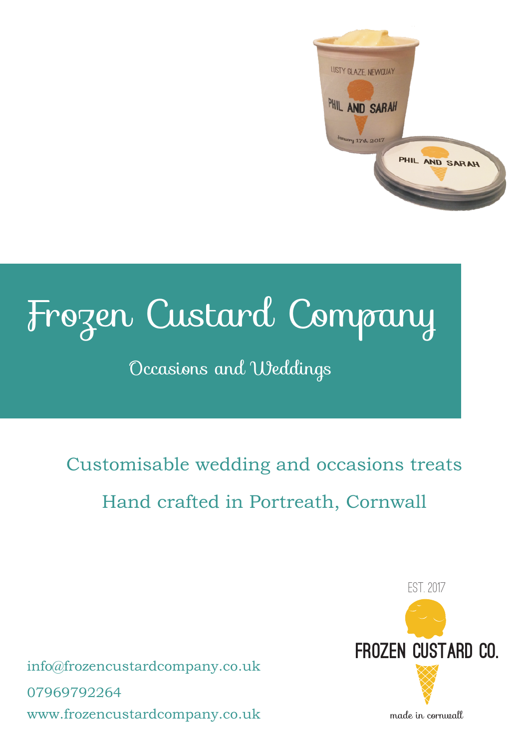# Frozen Custard Company

## Occasions and Weddings

Customisable wedding and occasions treats

Hand crafted in Portreath, Cornwall

info@frozencustardcompany.co.uk

07969792264

www.frozencustardcompany.co.uk

EST. 2017

FROZEN CUSTARD CO.

made in cornwall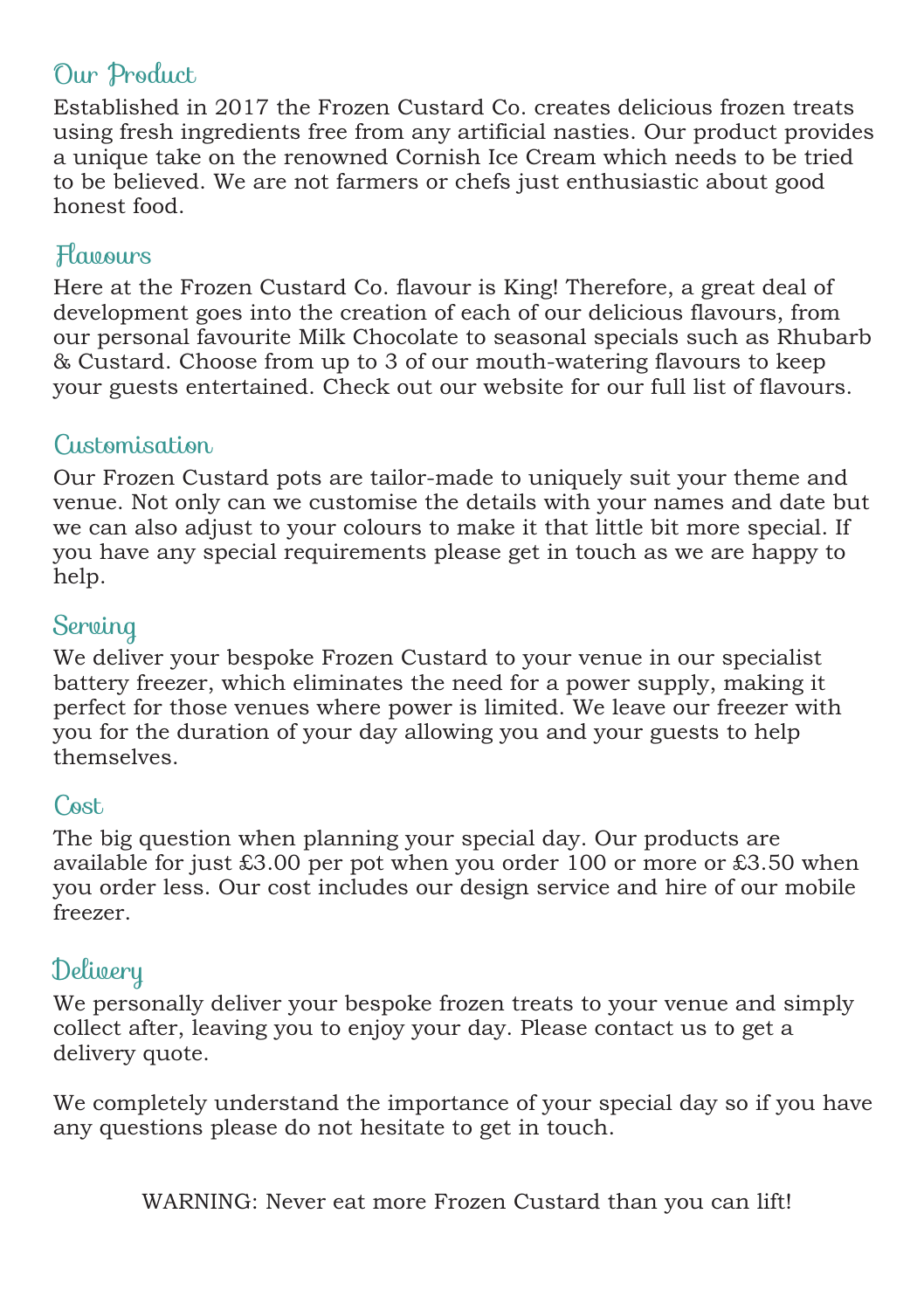## Our Product

Established in 2017 the Frozen Custard Co. creates delicious frozen treats using fresh ingredients free from any artificial nasties. Our product provides a unique take on the renowned Cornish Ice Cream which needs to be tried to be believed. We are not farmers or chefs just enthusiastic about good honest food.

## Flavours

Here at the Frozen Custard Co. flavour is King! Therefore, a great deal of development goes into the creation of each of our delicious flavours, from our personal favourite Milk Chocolate to seasonal specials such as Rhubarb & Custard. Choose from up to 3 of our mouth-watering flavours to keep your guests entertained. Check out our website for our full list of flavours.

## Customisation

Our Frozen Custard pots are tailor-made to uniquely suit your theme and venue. Not only can we customise the details with your names and date but we can also adjust to your colours to make it that little bit more special. If you have any special requirements please get in touch as we are happy to help.

## Serving

We deliver your bespoke Frozen Custard to your venue in our specialist battery freezer, which eliminates the need for a power supply, making it perfect for those venues where power is limited. We leave our freezer with you for the duration of your day allowing you and your guests to help themselves.

## Cost

The big question when planning your special day. Our products are available for just £3.00 per pot when you order 100 or more or £3.50 when you order less. Our cost includes our design service and hire of our mobile freezer.

## Delivery

We personally deliver your bespoke frozen treats to your venue and simply collect after, leaving you to enjoy your day. Please contact us to get a delivery quote.

We completely understand the importance of your special day so if you have any questions please do not hesitate to get in touch.

WARNING: Never eat more Frozen Custard than you can lift!